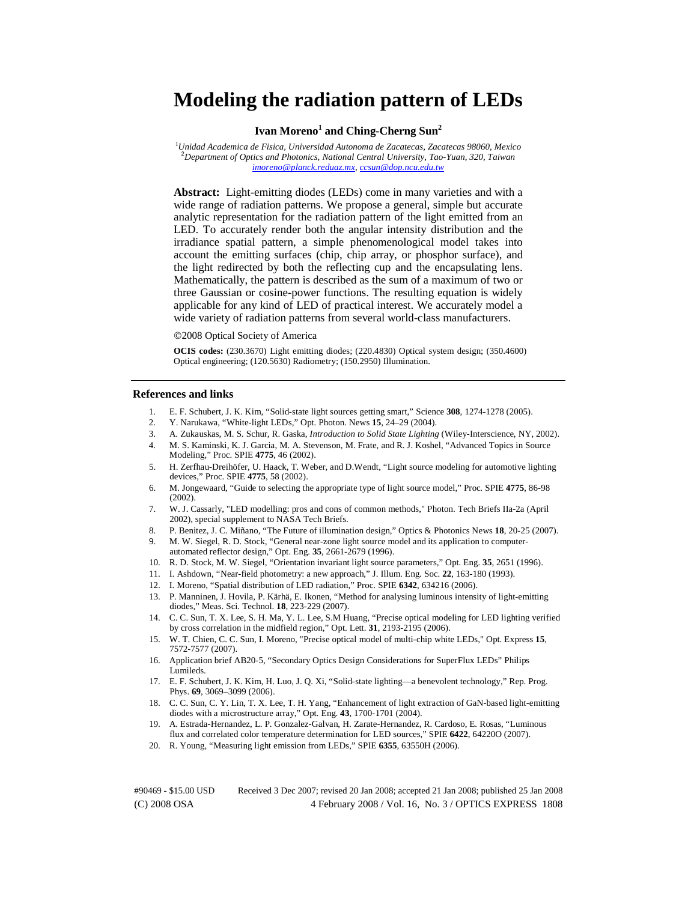# Modeling the radiation pattern of LEDs

**Ivan Moreno[1] and Ching-Cherng Sun[2]**

[1] *Unidad Academica de Fisica, Universidad Autonoma de Zacatecas, Zacatecas 98060, Mexico*
[2] *Department of Optics and Photonics, National Central University, Tao-Yuan, 320, Taiwan*
*imoreno@planck.reduaz.mx, ccsun@dop.ncu.edu.tw*

**Abstract:** Light-emitting diodes (LEDs) come in many varieties and with a wide range of radiation patterns. We propose a general, simple but accurate analytic representation for the radiation pattern of the light emitted from an LED. To accurately render both the angular intensity distribution and the irradiance spatial pattern, a simple phenomenological model takes into account the emitting surfaces (chip, chip array, or phosphor surface), and the light redirected by both the reflecting cup and the encapsulating lens. Mathematically, the pattern is described as the sum of a maximum of two or three Gaussian or cosine-power functions. The resulting equation is widely applicable for any kind of LED of practical interest. We accurately model a wide variety of radiation patterns from several world-class manufacturers.

©2008 Optical Society of America

**OCIS codes:** (230.3670) Light emitting diodes; (220.4830) Optical system design; (350.4600) Optical engineering; (120.5630) Radiometry; (150.2950) Illumination.

## References and links

1. E. F. Schubert, J. K. Kim, "Solid-state light sources getting smart," Science **308**, 1274-1278 (2005).
2. Y. Narukawa, "White-light LEDs," Opt. Photon. News **15**, 24–29 (2004).
3. A. Zukauskas, M. S. Schur, R. Gaska, *Introduction to Solid State Lighting* (Wiley-Interscience, NY, 2002).
4. M. S. Kaminski, K. J. Garcia, M. A. Stevenson, M. Frate, and R. J. Koshel, "Advanced Topics in Source Modeling," Proc. SPIE **4775**, 46 (2002).
5. H. Zerfhau-Dreihöfer, U. Haack, T. Weber, and D.Wendt, "Light source modeling for automotive lighting devices," Proc. SPIE **4775**, 58 (2002).
6. M. Jongewaard, "Guide to selecting the appropriate type of light source model," Proc. SPIE **4775**, 86-98 (2002).
7. W. J. Cassarly, "LED modelling: pros and cons of common methods," Photon. Tech Briefs IIa-2a (April 2002), special supplement to NASA Tech Briefs.
8. P. Benitez, J. C. Miñano, "The Future of illumination design," Optics & Photonics News **18**, 20-25 (2007).
9. M. W. Siegel, R. D. Stock, "General near-zone light source model and its application to computer-automated reflector design," Opt. Eng. **35**, 2661-2679 (1996).
10. R. D. Stock, M. W. Siegel, "Orientation invariant light source parameters," Opt. Eng. **35**, 2651 (1996).
11. I. Ashdown, "Near-field photometry: a new approach," J. Illum. Eng. Soc. **22**, 163-180 (1993).
12. I. Moreno, "Spatial distribution of LED radiation," Proc. SPIE **6342**, 634216 (2006).
13. P. Manninen, J. Hovila, P. Kärhä, E. Ikonen, "Method for analysing luminous intensity of light-emitting diodes," Meas. Sci. Technol. **18**, 223-229 (2007).
14. C. C. Sun, T. X. Lee, S. H. Ma, Y. L. Lee, S.M Huang, "Precise optical modeling for LED lighting verified by cross correlation in the midfield region," Opt. Lett. **31**, 2193-2195 (2006).
15. W. T. Chien, C. C. Sun, I. Moreno, "Precise optical model of multi-chip white LEDs," Opt. Express **15**, 7572-7577 (2007).
16. Application brief AB20-5, "Secondary Optics Design Considerations for SuperFlux LEDs" Philips Lumileds.
17. E. F. Schubert, J. K. Kim, H. Luo, J. Q. Xi, "Solid-state lighting—a benevolent technology," Rep. Prog. Phys. **69**, 3069–3099 (2006).
18. C. C. Sun, C. Y. Lin, T. X. Lee, T. H. Yang, "Enhancement of light extraction of GaN-based light-emitting diodes with a microstructure array," Opt. Eng. **43**, 1700-1701 (2004).
19. A. Estrada-Hernandez, L. P. Gonzalez-Galvan, H. Zarate-Hernandez, R. Cardoso, E. Rosas, "Luminous flux and correlated color temperature determination for LED sources," SPIE **6422**, 64220O (2007).
20. R. Young, "Measuring light emission from LEDs," SPIE **6355**, 63550H (2006).

#90469 - $15.00 USD Received 3 Dec 2007; revised 20 Jan 2008; accepted 21 Jan 2008; published 25 Jan 2008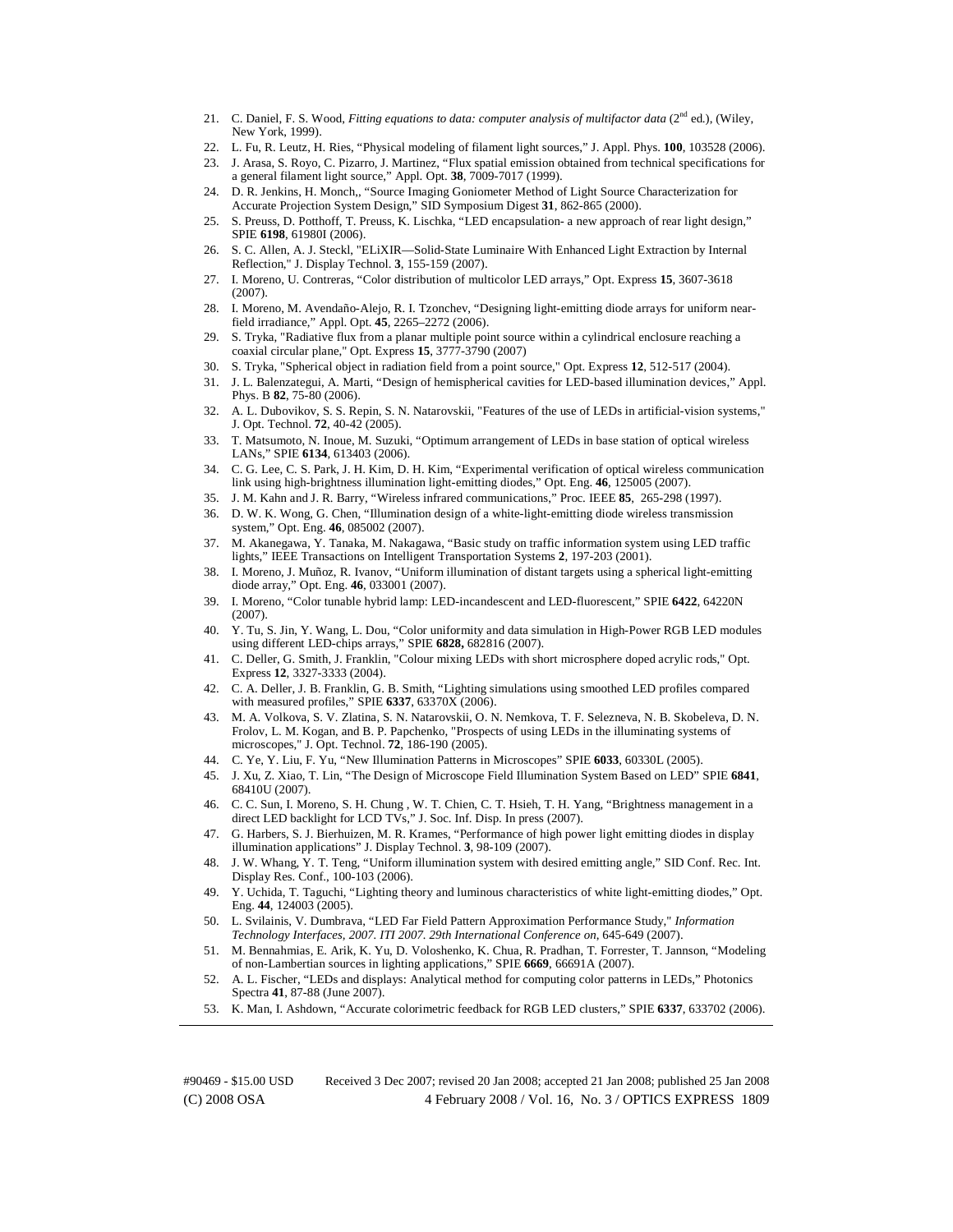21. C. Daniel, F. S. Wood, *Fitting equations to data: computer analysis of multifactor data* (2nd ed.), (Wiley, New York, 1999).
22. L. Fu, R. Leutz, H. Ries, "Physical modeling of filament light sources," J. Appl. Phys. **100**, 103528 (2006).
23. J. Arasa, S. Royo, C. Pizarro, J. Martinez, "Flux spatial emission obtained from technical specifications for a general filament light source," Appl. Opt. **38**, 7009-7017 (1999).
24. D. R. Jenkins, H. Monch,, "Source Imaging Goniometer Method of Light Source Characterization for Accurate Projection System Design," SID Symposium Digest **31**, 862-865 (2000).
25. S. Preuss, D. Potthoff, T. Preuss, K. Lischka, "LED encapsulation- a new approach of rear light design," SPIE **6198**, 61980I (2006).
26. S. C. Allen, A. J. Steckl, "ELiXIR—Solid-State Luminaire With Enhanced Light Extraction by Internal Reflection," J. Display Technol. **3**, 155-159 (2007).
27. I. Moreno, U. Contreras, "Color distribution of multicolor LED arrays," Opt. Express **15**, 3607-3618 (2007).
28. I. Moreno, M. Avendaño-Alejo, R. I. Tzonchev, "Designing light-emitting diode arrays for uniform near-field irradiance," Appl. Opt. **45**, 2265–2272 (2006).
29. S. Tryka, "Radiative flux from a planar multiple point source within a cylindrical enclosure reaching a coaxial circular plane," Opt. Express **15**, 3777-3790 (2007)
30. S. Tryka, "Spherical object in radiation field from a point source," Opt. Express **12**, 512-517 (2004).
31. J. L. Balenzategui, A. Marti, "Design of hemispherical cavities for LED-based illumination devices," Appl. Phys. B **82**, 75-80 (2006).
32. A. L. Dubovikov, S. S. Repin, S. N. Natarovskii, "Features of the use of LEDs in artificial-vision systems," J. Opt. Technol. **72**, 40-42 (2005).
33. T. Matsumoto, N. Inoue, M. Suzuki, "Optimum arrangement of LEDs in base station of optical wireless LANs," SPIE **6134**, 613403 (2006).
34. C. G. Lee, C. S. Park, J. H. Kim, D. H. Kim, "Experimental verification of optical wireless communication link using high-brightness illumination light-emitting diodes," Opt. Eng. **46**, 125005 (2007).
35. J. M. Kahn and J. R. Barry, "Wireless infrared communications," Proc. IEEE **85**, 265-298 (1997).
36. D. W. K. Wong, G. Chen, "Illumination design of a white-light-emitting diode wireless transmission system," Opt. Eng. **46**, 085002 (2007).
37. M. Akanegawa, Y. Tanaka, M. Nakagawa, "Basic study on traffic information system using LED traffic lights," IEEE Transactions on Intelligent Transportation Systems **2**, 197-203 (2001).
38. I. Moreno, J. Muñoz, R. Ivanov, "Uniform illumination of distant targets using a spherical light-emitting diode array," Opt. Eng. **46**, 033001 (2007).
39. I. Moreno, "Color tunable hybrid lamp: LED-incandescent and LED-fluorescent," SPIE **6422**, 64220N (2007).
40. Y. Tu, S. Jin, Y. Wang, L. Dou, "Color uniformity and data simulation in High-Power RGB LED modules using different LED-chips arrays," SPIE **6828,** 682816 (2007).
41. C. Deller, G. Smith, J. Franklin, "Colour mixing LEDs with short microsphere doped acrylic rods," Opt. Express **12**, 3327-3333 (2004).
42. C. A. Deller, J. B. Franklin, G. B. Smith, "Lighting simulations using smoothed LED profiles compared with measured profiles," SPIE **6337**, 63370X (2006).
43. M. A. Volkova, S. V. Zlatina, S. N. Natarovskii, O. N. Nemkova, T. F. Selezneva, N. B. Skobeleva, D. N. Frolov, L. M. Kogan, and B. P. Papchenko, "Prospects of using LEDs in the illuminating systems of microscopes," J. Opt. Technol. **72**, 186-190 (2005).
44. C. Ye, Y. Liu, F. Yu, "New Illumination Patterns in Microscopes" SPIE **6033**, 60330L (2005).
45. J. Xu, Z. Xiao, T. Lin, "The Design of Microscope Field Illumination System Based on LED" SPIE **6841**, 68410U (2007).
46. C. C. Sun, I. Moreno, S. H. Chung , W. T. Chien, C. T. Hsieh, T. H. Yang, "Brightness management in a direct LED backlight for LCD TVs," J. Soc. Inf. Disp. In press (2007).
47. G. Harbers, S. J. Bierhuizen, M. R. Krames, "Performance of high power light emitting diodes in display illumination applications" J. Display Technol. **3**, 98-109 (2007).
48. J. W. Whang, Y. T. Teng, "Uniform illumination system with desired emitting angle," SID Conf. Rec. Int. Display Res. Conf., 100-103 (2006).
49. Y. Uchida, T. Taguchi, "Lighting theory and luminous characteristics of white light-emitting diodes," Opt. Eng. **44**, 124003 (2005).
50. L. Svilainis, V. Dumbrava, "LED Far Field Pattern Approximation Performance Study," *Information Technology Interfaces, 2007. ITI 2007. 29th International Conference on*, 645-649 (2007).
51. M. Bennahmias, E. Arik, K. Yu, D. Voloshenko, K. Chua, R. Pradhan, T. Forrester, T. Jannson, "Modeling of non-Lambertian sources in lighting applications," SPIE **6669**, 66691A (2007).
52. A. L. Fischer, "LEDs and displays: Analytical method for computing color patterns in LEDs," Photonics Spectra **41**, 87-88 (June 2007).
53. K. Man, I. Ashdown, "Accurate colorimetric feedback for RGB LED clusters," SPIE **6337**, 633702 (2006).

#90469 - $15.00 USD Received 3 Dec 2007; revised 20 Jan 2008; accepted 21 Jan 2008; published 25 Jan 2008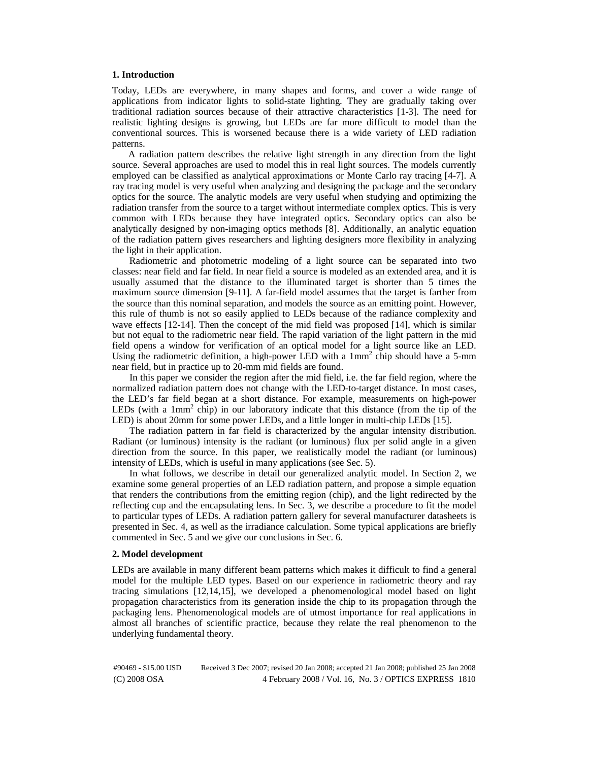## 1. Introduction

Today, LEDs are everywhere, in many shapes and forms, and cover a wide range of applications from indicator lights to solid-state lighting. They are gradually taking over traditional radiation sources because of their attractive characteristics [1-3]. The need for realistic lighting designs is growing, but LEDs are far more difficult to model than the conventional sources. This is worsened because there is a wide variety of LED radiation patterns.

A radiation pattern describes the relative light strength in any direction from the light source. Several approaches are used to model this in real light sources. The models currently employed can be classified as analytical approximations or Monte Carlo ray tracing [4-7]. A ray tracing model is very useful when analyzing and designing the package and the secondary optics for the source. The analytic models are very useful when studying and optimizing the radiation transfer from the source to a target without intermediate complex optics. This is very common with LEDs because they have integrated optics. Secondary optics can also be analytically designed by non-imaging optics methods [8]. Additionally, an analytic equation of the radiation pattern gives researchers and lighting designers more flexibility in analyzing the light in their application.

Radiometric and photometric modeling of a light source can be separated into two classes: near field and far field. In near field a source is modeled as an extended area, and it is usually assumed that the distance to the illuminated target is shorter than 5 times the maximum source dimension [9-11]. A far-field model assumes that the target is farther from the source than this nominal separation, and models the source as an emitting point. However, this rule of thumb is not so easily applied to LEDs because of the radiance complexity and wave effects [12-14]. Then the concept of the mid field was proposed [14], which is similar but not equal to the radiometric near field. The rapid variation of the light pattern in the mid field opens a window for verification of an optical model for a light source like an LED. Using the radiometric definition, a high-power LED with a $1\text{mm}^2$ chip should have a 5-mm near field, but in practice up to 20-mm mid fields are found.

In this paper we consider the region after the mid field, i.e. the far field region, where the normalized radiation pattern does not change with the LED-to-target distance. In most cases, the LED's far field began at a short distance. For example, measurements on high-power LEDs (with a $1\text{mm}^2$ chip) in our laboratory indicate that this distance (from the tip of the LED) is about 20mm for some power LEDs, and a little longer in multi-chip LEDs [15].

The radiation pattern in far field is characterized by the angular intensity distribution. Radiant (or luminous) intensity is the radiant (or luminous) flux per solid angle in a given direction from the source. In this paper, we realistically model the radiant (or luminous) intensity of LEDs, which is useful in many applications (see Sec. 5).

In what follows, we describe in detail our generalized analytic model. In Section 2, we examine some general properties of an LED radiation pattern, and propose a simple equation that renders the contributions from the emitting region (chip), and the light redirected by the reflecting cup and the encapsulating lens. In Sec. 3, we describe a procedure to fit the model to particular types of LEDs. A radiation pattern gallery for several manufacturer datasheets is presented in Sec. 4, as well as the irradiance calculation. Some typical applications are briefly commented in Sec. 5 and we give our conclusions in Sec. 6.

## 2. Model development

LEDs are available in many different beam patterns which makes it difficult to find a general model for the multiple LED types. Based on our experience in radiometric theory and ray tracing simulations [12,14,15], we developed a phenomenological model based on light propagation characteristics from its generation inside the chip to its propagation through the packaging lens. Phenomenological models are of utmost importance for real applications in almost all branches of scientific practice, because they relate the real phenomenon to the underlying fundamental theory.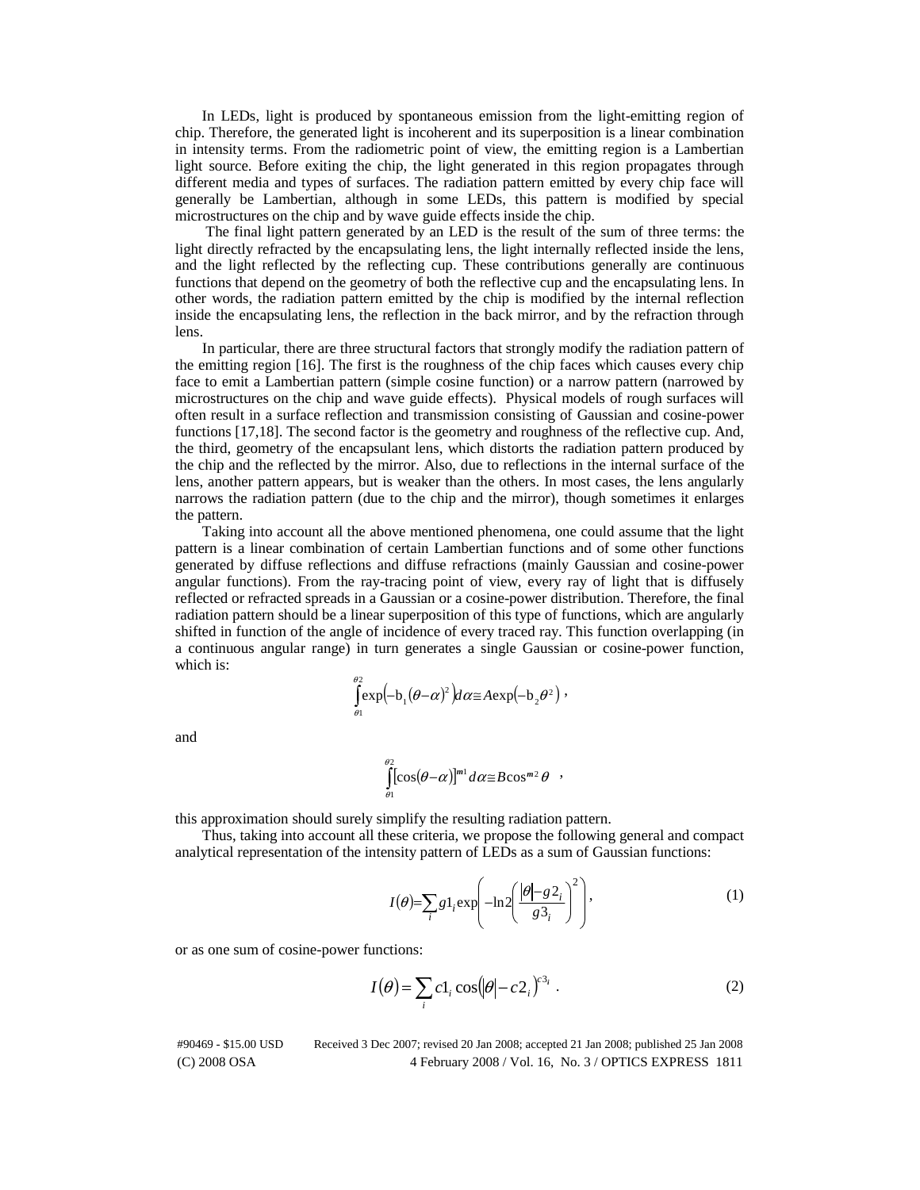In LEDs, light is produced by spontaneous emission from the light-emitting region of chip. Therefore, the generated light is incoherent and its superposition is a linear combination in intensity terms. From the radiometric point of view, the emitting region is a Lambertian light source. Before exiting the chip, the light generated in this region propagates through different media and types of surfaces. The radiation pattern emitted by every chip face will generally be Lambertian, although in some LEDs, this pattern is modified by special microstructures on the chip and by wave guide effects inside the chip.

The final light pattern generated by an LED is the result of the sum of three terms: the light directly refracted by the encapsulating lens, the light internally reflected inside the lens, and the light reflected by the reflecting cup. These contributions generally are continuous functions that depend on the geometry of both the reflective cup and the encapsulating lens. In other words, the radiation pattern emitted by the chip is modified by the internal reflection inside the encapsulating lens, the reflection in the back mirror, and by the refraction through lens.

In particular, there are three structural factors that strongly modify the radiation pattern of the emitting region [16]. The first is the roughness of the chip faces which causes every chip face to emit a Lambertian pattern (simple cosine function) or a narrow pattern (narrowed by microstructures on the chip and wave guide effects). Physical models of rough surfaces will often result in a surface reflection and transmission consisting of Gaussian and cosine-power functions [17,18]. The second factor is the geometry and roughness of the reflective cup. And, the third, geometry of the encapsulant lens, which distorts the radiation pattern produced by the chip and the reflected by the mirror. Also, due to reflections in the internal surface of the lens, another pattern appears, but is weaker than the others. In most cases, the lens angularly narrows the radiation pattern (due to the chip and the mirror), though sometimes it enlarges the pattern.

Taking into account all the above mentioned phenomena, one could assume that the light pattern is a linear combination of certain Lambertian functions and of some other functions generated by diffuse reflections and diffuse refractions (mainly Gaussian and cosine-power angular functions). From the ray-tracing point of view, every ray of light that is diffusely reflected or refracted spreads in a Gaussian or a cosine-power distribution. Therefore, the final radiation pattern should be a linear superposition of this type of functions, which are angularly shifted in function of the angle of incidence of every traced ray. This function overlapping (in a continuous angular range) in turn generates a single Gaussian or cosine-power function, which is:

$$\int_{\theta 1}^{\theta 2} \exp\left(-\mathrm{b}_1(\theta-\alpha)^2\right) d\alpha \cong A\exp\left(-\mathrm{b}_2\theta^2\right),$$

and

$$\int_{\theta 1}^{\theta 2} [\cos(\theta-\alpha)]^{m1} d\alpha \cong B\cos^{m2}\theta \quad ,$$

this approximation should surely simplify the resulting radiation pattern.

Thus, taking into account all these criteria, we propose the following general and compact analytical representation of the intensity pattern of LEDs as a sum of Gaussian functions:

$$I(\theta)=\sum_i g1_i \exp\left(-\ln 2\left(\frac{|\theta|-g2_i}{g3_i}\right)^2\right), \tag{1}$$

or as one sum of cosine-power functions:

$$I(\theta)=\sum_i c1_i \cos\left(|\theta|-c2_i\right)^{c3_i} . \tag{2}$$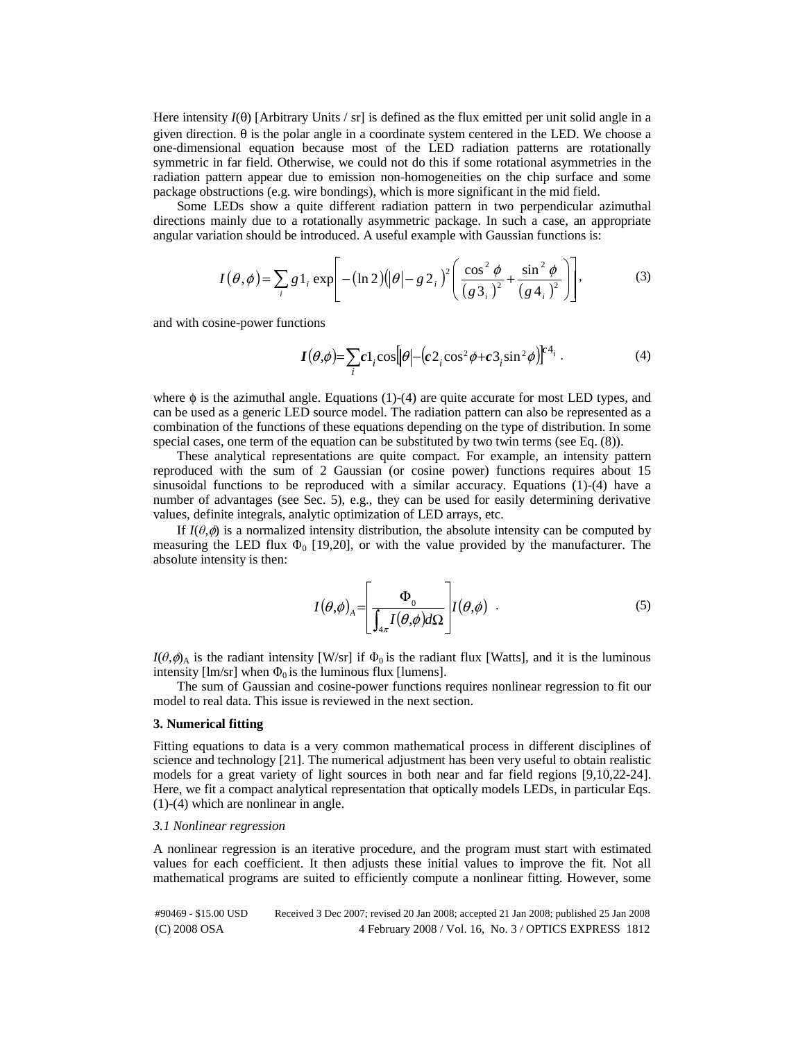Here intensity $I(\theta)$ [Arbitrary Units / sr] is defined as the flux emitted per unit solid angle in a given direction. $\theta$ is the polar angle in a coordinate system centered in the LED. We choose a one-dimensional equation because most of the LED radiation patterns are rotationally symmetric in far field. Otherwise, we could not do this if some rotational asymmetries in the radiation pattern appear due to emission non-homogeneities on the chip surface and some package obstructions (e.g. wire bondings), which is more significant in the mid field.

Some LEDs show a quite different radiation pattern in two perpendicular azimuthal directions mainly due to a rotationally asymmetric package. In such a case, an appropriate angular variation should be introduced. A useful example with Gaussian functions is:

$$I(\theta,\phi) = \sum_i g1_i \exp\left[-(\ln 2)(|\theta| - g2_i)^2 \left(\frac{\cos^2\phi}{(g3_i)^2} + \frac{\sin^2\phi}{(g4_i)^2}\right)\right], \tag{3}$$

and with cosine-power functions

$$I(\theta,\phi) = \sum_i c1_i \cos\left[|\theta| - (c2_i \cos^2\phi + c3_i \sin^2\phi)\right]^{c4_i} . \tag{4}$$

where $\phi$ is the azimuthal angle. Equations (1)-(4) are quite accurate for most LED types, and can be used as a generic LED source model. The radiation pattern can also be represented as a combination of the functions of these equations depending on the type of distribution. In some special cases, one term of the equation can be substituted by two twin terms (see Eq. (8)).

These analytical representations are quite compact. For example, an intensity pattern reproduced with the sum of 2 Gaussian (or cosine power) functions requires about 15 sinusoidal functions to be reproduced with a similar accuracy. Equations (1)-(4) have a number of advantages (see Sec. 5), e.g., they can be used for easily determining derivative values, definite integrals, analytic optimization of LED arrays, etc.

If $I(\theta,\phi)$ is a normalized intensity distribution, the absolute intensity can be computed by measuring the LED flux $\Phi_0$ [19,20], or with the value provided by the manufacturer. The absolute intensity is then:

$$I(\theta,\phi)_A = \left[\frac{\Phi_0}{\int_{4\pi} I(\theta,\phi)\, d\Omega}\right] I(\theta,\phi) \quad . \tag{5}$$

$I(\theta,\phi)_A$ is the radiant intensity [W/sr] if $\Phi_0$ is the radiant flux [Watts], and it is the luminous intensity [lm/sr] when $\Phi_0$ is the luminous flux [lumens].

The sum of Gaussian and cosine-power functions requires nonlinear regression to fit our model to real data. This issue is reviewed in the next section.

## 3. Numerical fitting

Fitting equations to data is a very common mathematical process in different disciplines of science and technology [21]. The numerical adjustment has been very useful to obtain realistic models for a great variety of light sources in both near and far field regions [9,10,22-24]. Here, we fit a compact analytical representation that optically models LEDs, in particular Eqs. (1)-(4) which are nonlinear in angle.

### *3.1 Nonlinear regression*

A nonlinear regression is an iterative procedure, and the program must start with estimated values for each coefficient. It then adjusts these initial values to improve the fit. Not all mathematical programs are suited to efficiently compute a nonlinear fitting. However, some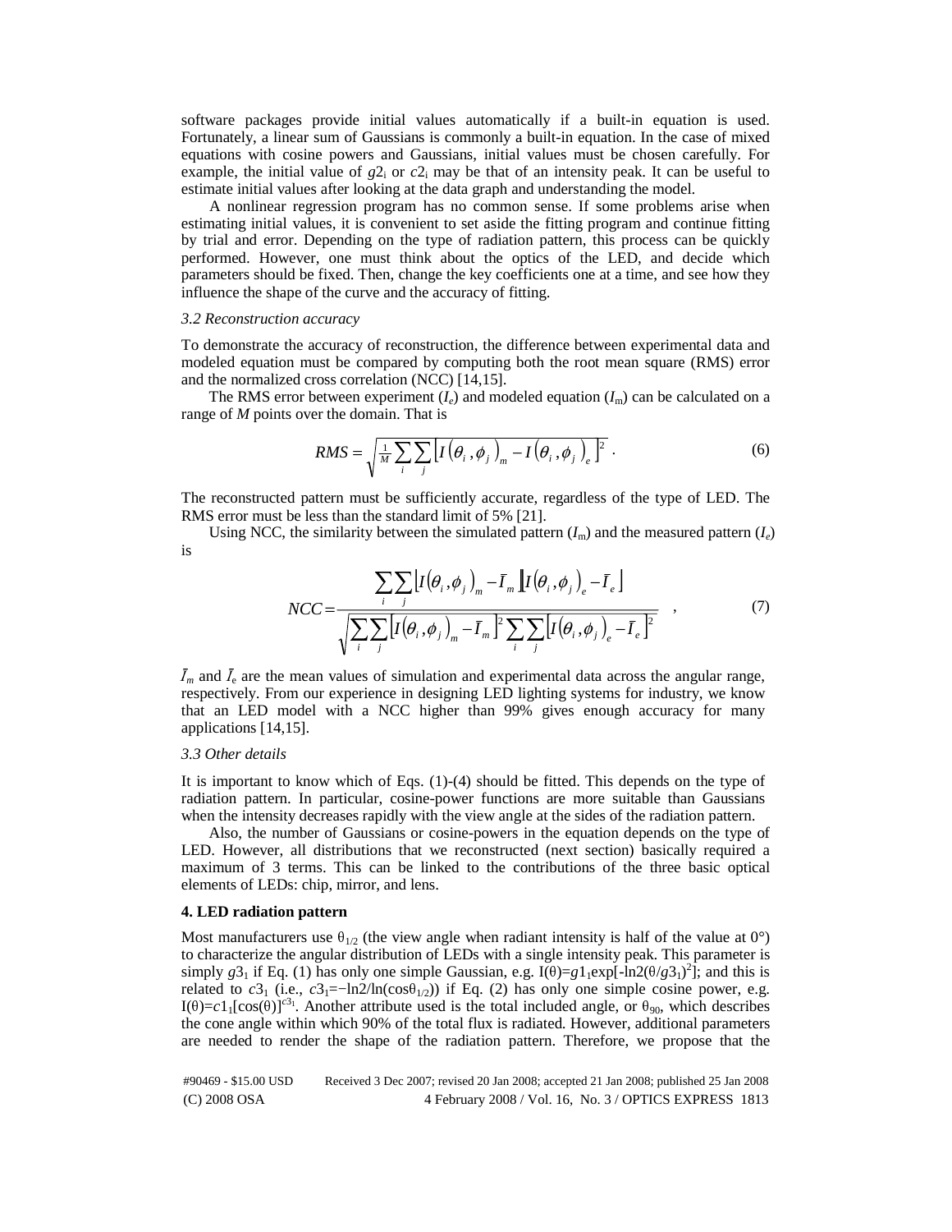software packages provide initial values automatically if a built-in equation is used. Fortunately, a linear sum of Gaussians is commonly a built-in equation. In the case of mixed equations with cosine powers and Gaussians, initial values must be chosen carefully. For example, the initial value of $g2_i$ or $c2_i$ may be that of an intensity peak. It can be useful to estimate initial values after looking at the data graph and understanding the model.

A nonlinear regression program has no common sense. If some problems arise when estimating initial values, it is convenient to set aside the fitting program and continue fitting by trial and error. Depending on the type of radiation pattern, this process can be quickly performed. However, one must think about the optics of the LED, and decide which parameters should be fixed. Then, change the key coefficients one at a time, and see how they influence the shape of the curve and the accuracy of fitting.

### *3.2 Reconstruction accuracy*

To demonstrate the accuracy of reconstruction, the difference between experimental data and modeled equation must be compared by computing both the root mean square (RMS) error and the normalized cross correlation (NCC) [14,15].

The RMS error between experiment ($I_e$) and modeled equation ($I_m$) can be calculated on a range of $M$ points over the domain. That is

$$RMS = \sqrt{\tfrac{1}{M}\sum_i\sum_j\left[I\left(\theta_i,\phi_j\right)_m - I\left(\theta_i,\phi_j\right)_e\right]^2} \; . \tag{6}$$

The reconstructed pattern must be sufficiently accurate, regardless of the type of LED. The RMS error must be less than the standard limit of 5% [21].

Using NCC, the similarity between the simulated pattern ($I_m$) and the measured pattern ($I_e$) is

$$NCC = \frac{\sum_i\sum_j\left[I\left(\theta_i,\phi_j\right)_m - \bar{I}_m\right]\left[I\left(\theta_i,\phi_j\right)_e - \bar{I}_e\right]}{\sqrt{\sum_i\sum_j\left[I\left(\theta_i,\phi_j\right)_m - \bar{I}_m\right]^2\sum_i\sum_j\left[I\left(\theta_i,\phi_j\right)_e - \bar{I}_e\right]^2}} \quad , \tag{7}$$

$\bar{I}_m$ and $\bar{I}_e$ are the mean values of simulation and experimental data across the angular range, respectively. From our experience in designing LED lighting systems for industry, we know that an LED model with a NCC higher than 99% gives enough accuracy for many applications [14,15].

### *3.3 Other details*

It is important to know which of Eqs. (1)-(4) should be fitted. This depends on the type of radiation pattern. In particular, cosine-power functions are more suitable than Gaussians when the intensity decreases rapidly with the view angle at the sides of the radiation pattern.

Also, the number of Gaussians or cosine-powers in the equation depends on the type of LED. However, all distributions that we reconstructed (next section) basically required a maximum of 3 terms. This can be linked to the contributions of the three basic optical elements of LEDs: chip, mirror, and lens.

## 4. LED radiation pattern

Most manufacturers use $\theta_{1/2}$ (the view angle when radiant intensity is half of the value at 0°) to characterize the angular distribution of LEDs with a single intensity peak. This parameter is simply $g3_1$ if Eq. (1) has only one simple Gaussian, e.g. $I(\theta)=g1_1\exp[-\ln2(\theta/g3_1)^2]$; and this is related to $c3_1$ (i.e., $c3_1=-\ln2/\ln(\cos\theta_{1/2})$) if Eq. (2) has only one simple cosine power, e.g. $I(\theta)=c1_1[\cos(\theta)]^{c3_1}$. Another attribute used is the total included angle, or $\theta_{90}$, which describes the cone angle within which 90% of the total flux is radiated. However, additional parameters are needed to render the shape of the radiation pattern. Therefore, we propose that the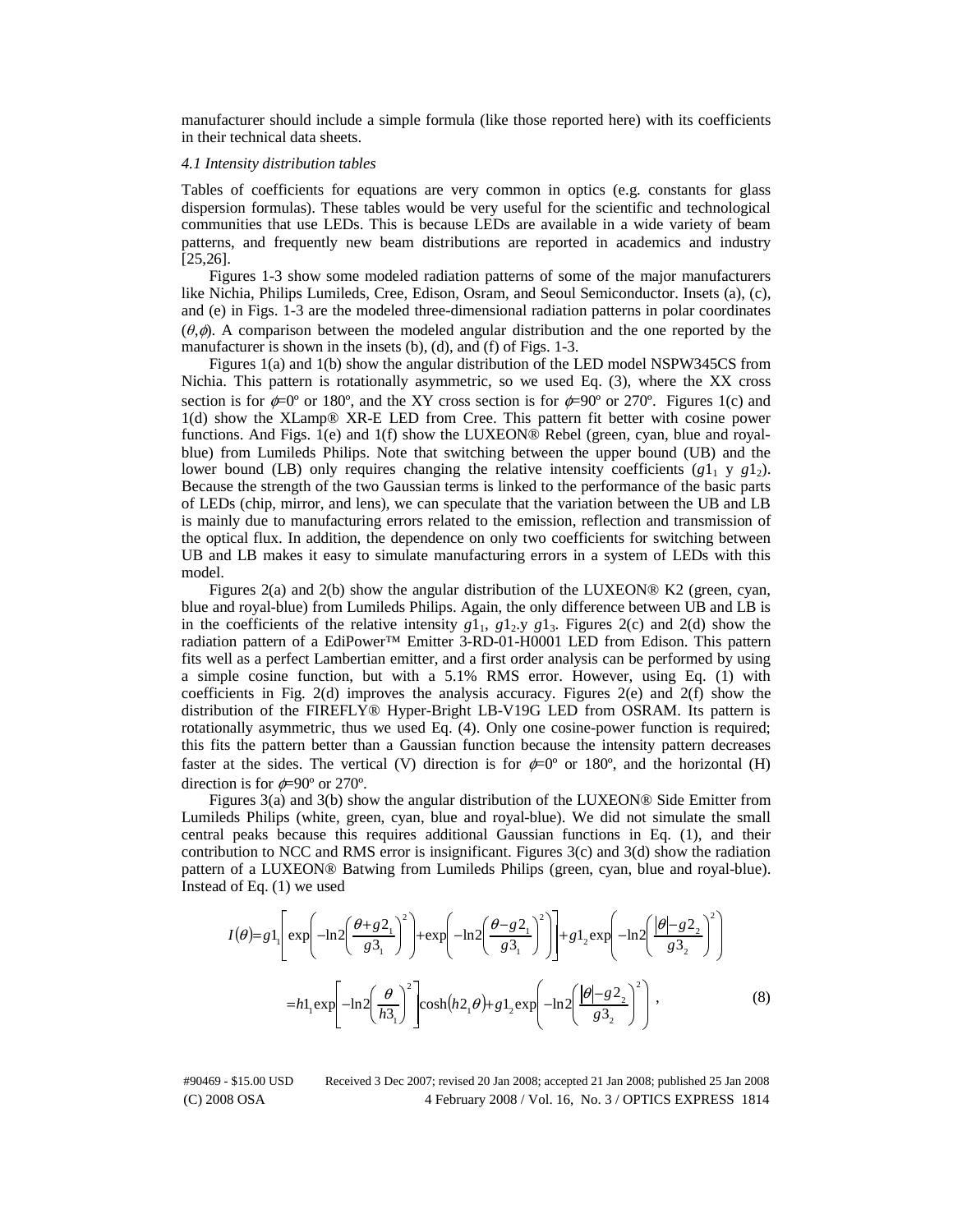manufacturer should include a simple formula (like those reported here) with its coefficients in their technical data sheets.

### *4.1 Intensity distribution tables*

Tables of coefficients for equations are very common in optics (e.g. constants for glass dispersion formulas). These tables would be very useful for the scientific and technological communities that use LEDs. This is because LEDs are available in a wide variety of beam patterns, and frequently new beam distributions are reported in academics and industry [25,26].

Figures 1-3 show some modeled radiation patterns of some of the major manufacturers like Nichia, Philips Lumileds, Cree, Edison, Osram, and Seoul Semiconductor. Insets (a), (c), and (e) in Figs. 1-3 are the modeled three-dimensional radiation patterns in polar coordinates $(\theta,\phi)$. A comparison between the modeled angular distribution and the one reported by the manufacturer is shown in the insets (b), (d), and (f) of Figs. 1-3.

Figures 1(a) and 1(b) show the angular distribution of the LED model NSPW345CS from Nichia. This pattern is rotationally asymmetric, so we used Eq. (3), where the XX cross section is for $\phi$=0º or 180º, and the XY cross section is for $\phi$=90º or 270º. Figures 1(c) and 1(d) show the XLamp® XR-E LED from Cree. This pattern fit better with cosine power functions. And Figs. 1(e) and 1(f) show the LUXEON® Rebel (green, cyan, blue and royal-blue) from Lumileds Philips. Note that switching between the upper bound (UB) and the lower bound (LB) only requires changing the relative intensity coefficients ($g1_1$ y $g1_2$). Because the strength of the two Gaussian terms is linked to the performance of the basic parts of LEDs (chip, mirror, and lens), we can speculate that the variation between the UB and LB is mainly due to manufacturing errors related to the emission, reflection and transmission of the optical flux. In addition, the dependence on only two coefficients for switching between UB and LB makes it easy to simulate manufacturing errors in a system of LEDs with this model.

Figures 2(a) and 2(b) show the angular distribution of the LUXEON® K2 (green, cyan, blue and royal-blue) from Lumileds Philips. Again, the only difference between UB and LB is in the coefficients of the relative intensity $g1_1$, $g1_2$.y $g1_3$. Figures 2(c) and 2(d) show the radiation pattern of a EdiPower™ Emitter 3-RD-01-H0001 LED from Edison. This pattern fits well as a perfect Lambertian emitter, and a first order analysis can be performed by using a simple cosine function, but with a 5.1% RMS error. However, using Eq. (1) with coefficients in Fig. 2(d) improves the analysis accuracy. Figures 2(e) and 2(f) show the distribution of the FIREFLY® Hyper-Bright LB-V19G LED from OSRAM. Its pattern is rotationally asymmetric, thus we used Eq. (4). Only one cosine-power function is required; this fits the pattern better than a Gaussian function because the intensity pattern decreases faster at the sides. The vertical (V) direction is for $\phi$=0º or 180º, and the horizontal (H) direction is for $\phi$=90º or 270º.

Figures 3(a) and 3(b) show the angular distribution of the LUXEON® Side Emitter from Lumileds Philips (white, green, cyan, blue and royal-blue). We did not simulate the small central peaks because this requires additional Gaussian functions in Eq. (1), and their contribution to NCC and RMS error is insignificant. Figures 3(c) and 3(d) show the radiation pattern of a LUXEON® Batwing from Lumileds Philips (green, cyan, blue and royal-blue). Instead of Eq. (1) we used

$$I(\theta)=g1_1\left[\exp\left(-\ln 2\left(\frac{\theta+g2_1}{g3_1}\right)^2\right)+\exp\left(-\ln 2\left(\frac{\theta-g2_1}{g3_1}\right)^2\right)\right]+g1_2\exp\left(-\ln 2\left(\frac{|\theta|-g2_2}{g3_2}\right)^2\right)$$

$$=h1_1\exp\left[-\ln 2\left(\frac{\theta}{h3_1}\right)^2\right]\cosh(h2_1\theta)+g1_2\exp\left(-\ln 2\left(\frac{|\theta|-g2_2}{g3_2}\right)^2\right), \tag{8}$$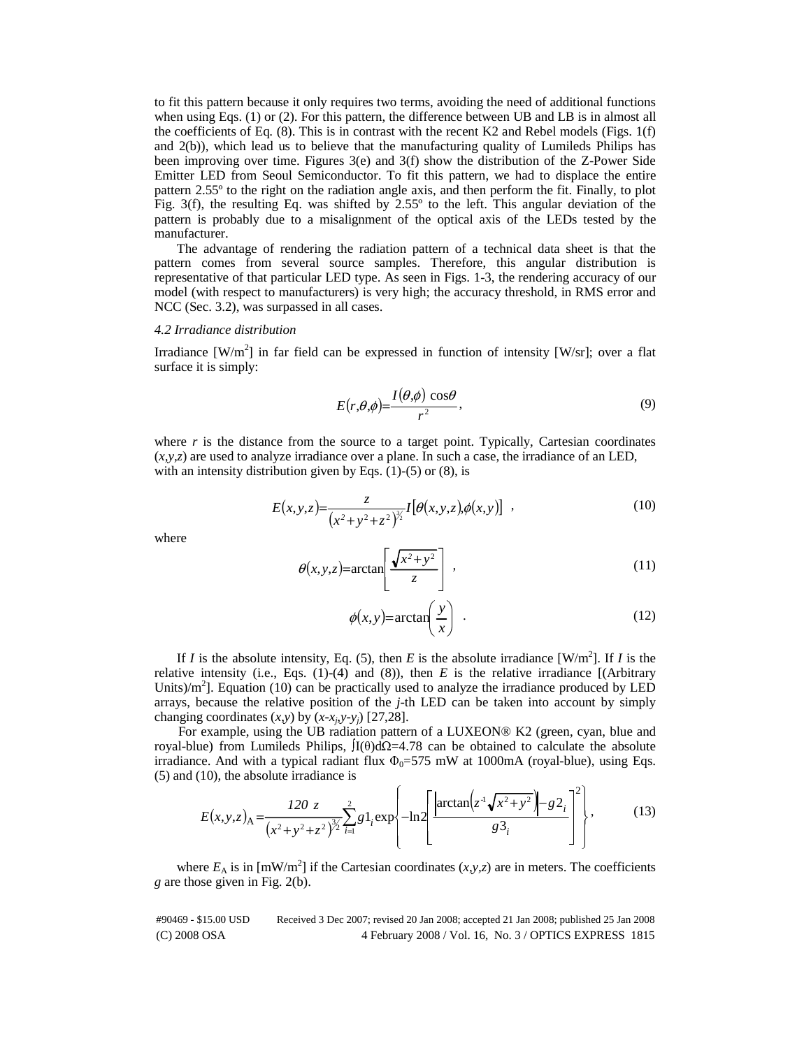to fit this pattern because it only requires two terms, avoiding the need of additional functions when using Eqs. (1) or (2). For this pattern, the difference between UB and LB is in almost all the coefficients of Eq. (8). This is in contrast with the recent K2 and Rebel models (Figs. 1(f) and 2(b)), which lead us to believe that the manufacturing quality of Lumileds Philips has been improving over time. Figures 3(e) and 3(f) show the distribution of the Z-Power Side Emitter LED from Seoul Semiconductor. To fit this pattern, we had to displace the entire pattern 2.55º to the right on the radiation angle axis, and then perform the fit. Finally, to plot Fig. 3(f), the resulting Eq. was shifted by 2.55º to the left. This angular deviation of the pattern is probably due to a misalignment of the optical axis of the LEDs tested by the manufacturer.

The advantage of rendering the radiation pattern of a technical data sheet is that the pattern comes from several source samples. Therefore, this angular distribution is representative of that particular LED type. As seen in Figs. 1-3, the rendering accuracy of our model (with respect to manufacturers) is very high; the accuracy threshold, in RMS error and NCC (Sec. 3.2), was surpassed in all cases.

### *4.2 Irradiance distribution*

Irradiance [W/m$^2$] in far field can be expressed in function of intensity [W/sr]; over a flat surface it is simply:

$$E(r,\theta,\phi)=\frac{I(\theta,\phi)\,\cos\theta}{r^2}, \tag{9}$$

where $r$ is the distance from the source to a target point. Typically, Cartesian coordinates $(x,y,z)$ are used to analyze irradiance over a plane. In such a case, the irradiance of an LED, with an intensity distribution given by Eqs. (1)-(5) or (8), is

$$E(x,y,z)=\frac{z}{\left(x^2+y^2+z^2\right)^{3/2}}I\left[\theta(x,y,z),\phi(x,y)\right]\ , \tag{10}$$

where

$$\theta(x,y,z)=\arctan\left[\frac{\sqrt{x^2+y^2}}{z}\right]\ , \tag{11}$$

$$\phi(x,y)=\arctan\left(\frac{y}{x}\right)\ . \tag{12}$$

If $I$ is the absolute intensity, Eq. (5), then $E$ is the absolute irradiance [W/m$^2$]. If $I$ is the relative intensity (i.e., Eqs. (1)-(4) and (8)), then $E$ is the relative irradiance [(Arbitrary Units)/m$^2$]. Equation (10) can be practically used to analyze the irradiance produced by LED arrays, because the relative position of the $j$-th LED can be taken into account by simply changing coordinates $(x,y)$ by $(x\text{-}x_j,y\text{-}y_j)$ [27,28].

For example, using the UB radiation pattern of a LUXEON® K2 (green, cyan, blue and royal-blue) from Lumileds Philips, $\int I(\theta)d\Omega=4.78$ can be obtained to calculate the absolute irradiance. And with a typical radiant flux $\Phi_0$=575 mW at 1000mA (royal-blue), using Eqs. (5) and (10), the absolute irradiance is

$$E(x,y,z)_{\mathrm{A}}=\frac{120\ z}{\left(x^2+y^2+z^2\right)^{3/2}}\sum_{i=1}^{2}g1_i\exp\left\{-\ln2\left[\frac{\left|\arctan\left(z^{-1}\sqrt{x^2+y^2}\right)\right|-g2_i}{g3_i}\right]^2\right\}, \tag{13}$$

where $E_{\mathrm{A}}$ is in [mW/m$^2$] if the Cartesian coordinates $(x,y,z)$ are in meters. The coefficients $g$ are those given in Fig. 2(b).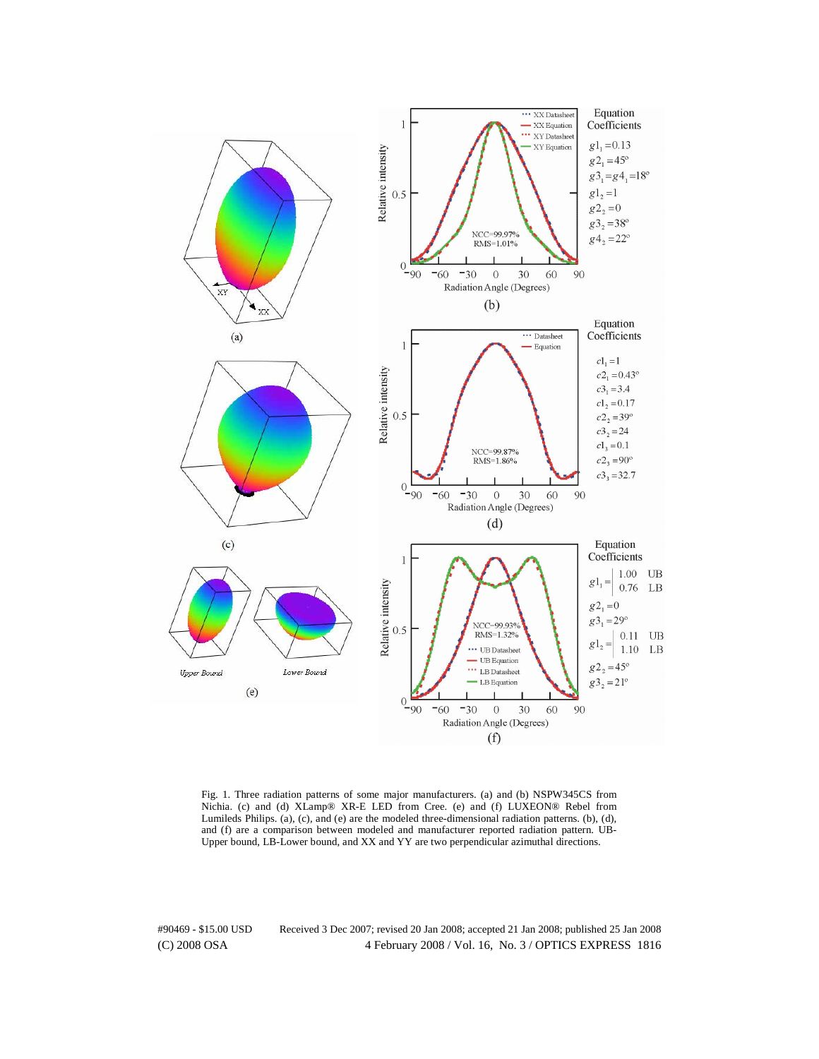Equation Coefficients

$g1_1 = 0.13$

$g2_1 = 45°$

$g3_1 = g4_1 = 18°$

$g1_2 = 1$

$g2_2 = 0$

$g3_2 = 38°$

$g4_2 = 22°$

NCC=99.97%
RMS=1.01%

XX Datasheet
XX Equation
XY Datasheet
XY Equation

Relative intensity

Radiation Angle (Degrees)

(a) (b)

Equation Coefficients

$c1_1 = 1$

$c2_1 = 0.43°$

$c3_1 = 3.4$

$c1_2 = 0.17$

$c2_2 = 39°$

$c3_2 = 24$

$c1_3 = 0.1$

$c2_3 = 90°$

$c3_3 = 32.7$

NCC=99.87%
RMS=1.86%

Datasheet
Equation

(c) (d)

Equation Coefficients

$g1_1 = $ 1.00 UB, 0.76 LB

$g2_1 = 0$

$g3_1 = 29°$

$g1_2 = $ 0.11 UB, 1.10 LB

$g2_2 = 45°$

$g3_2 = 21°$

NCC=99.93%
RMS=1.32%

UB Datasheet
UB Equation
LB Datasheet
LB Equation

Upper Bound Lower Bound

(e) (f)

Fig. 1. Three radiation patterns of some major manufacturers. (a) and (b) NSPW345CS from Nichia. (c) and (d) XLamp® XR-E LED from Cree. (e) and (f) LUXEON® Rebel from Lumileds Philips. (a), (c), and (e) are the modeled three-dimensional radiation patterns. (b), (d), and (f) are a comparison between modeled and manufacturer reported radiation pattern. UB-Upper bound, LB-Lower bound, and XX and YY are two perpendicular azimuthal directions.

#90469 - $15.00 USD Received 3 Dec 2007; revised 20 Jan 2008; accepted 21 Jan 2008; published 25 Jan 2008
(C) 2008 OSA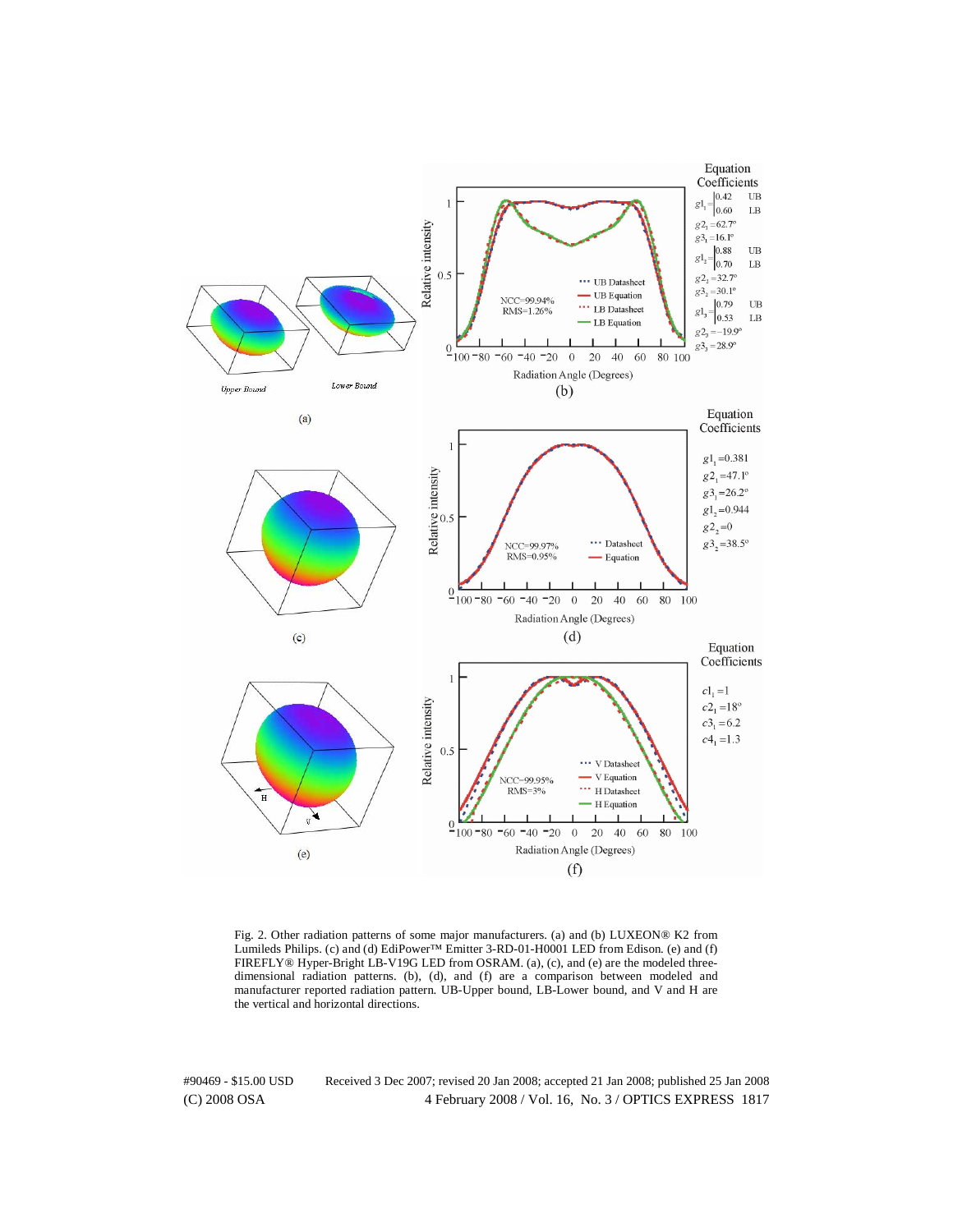(a)

Upper Bound

Lower Bound

(b)

Relative intensity

Radiation Angle (Degrees)

NCC=99.94%
RMS=1.26%

UB Datasheet
UB Equation
LB Datasheet
LB Equation

Equation Coefficients

$g1_1 = 0.42$ UB, $0.60$ LB
$g2_1 = 62.7^{\circ}$
$g3_1 = 16.1^{\circ}$
$g1_2 = 0.88$ UB, $0.70$ LB
$g2_2 = 32.7^{\circ}$
$g3_2 = 30.1^{\circ}$
$g1_3 = 0.79$ UB, $0.53$ LB
$g2_3 = -19.9^{\circ}$
$g3_3 = 28.9^{\circ}$

(c)

(d)

Relative intensity

Radiation Angle (Degrees)

NCC=99.97%
RMS=0.95%

Datasheet
Equation

Equation Coefficients

$g1_1 = 0.381$
$g2_1 = 47.1^{\circ}$
$g3_1 = 26.2^{\circ}$
$g1_2 = 0.944$
$g2_2 = 0$
$g3_2 = 38.5^{\circ}$

(e)

H

V

(f)

Relative intensity

Radiation Angle (Degrees)

NCC=99.95%
RMS=3%

V Datasheet
V Equation
H Datasheet
H Equation

Equation Coefficients

$c1_1 = 1$
$c2_1 = 18^{\circ}$
$c3_1 = 6.2$
$c4_1 = 1.3$

Fig. 2. Other radiation patterns of some major manufacturers. (a) and (b) LUXEON® K2 from Lumileds Philips. (c) and (d) EdiPower™ Emitter 3-RD-01-H0001 LED from Edison. (e) and (f) FIREFLY® Hyper-Bright LB-V19G LED from OSRAM. (a), (c), and (e) are the modeled three-dimensional radiation patterns. (b), (d), and (f) are a comparison between modeled and manufacturer reported radiation pattern. UB-Upper bound, LB-Lower bound, and V and H are the vertical and horizontal directions.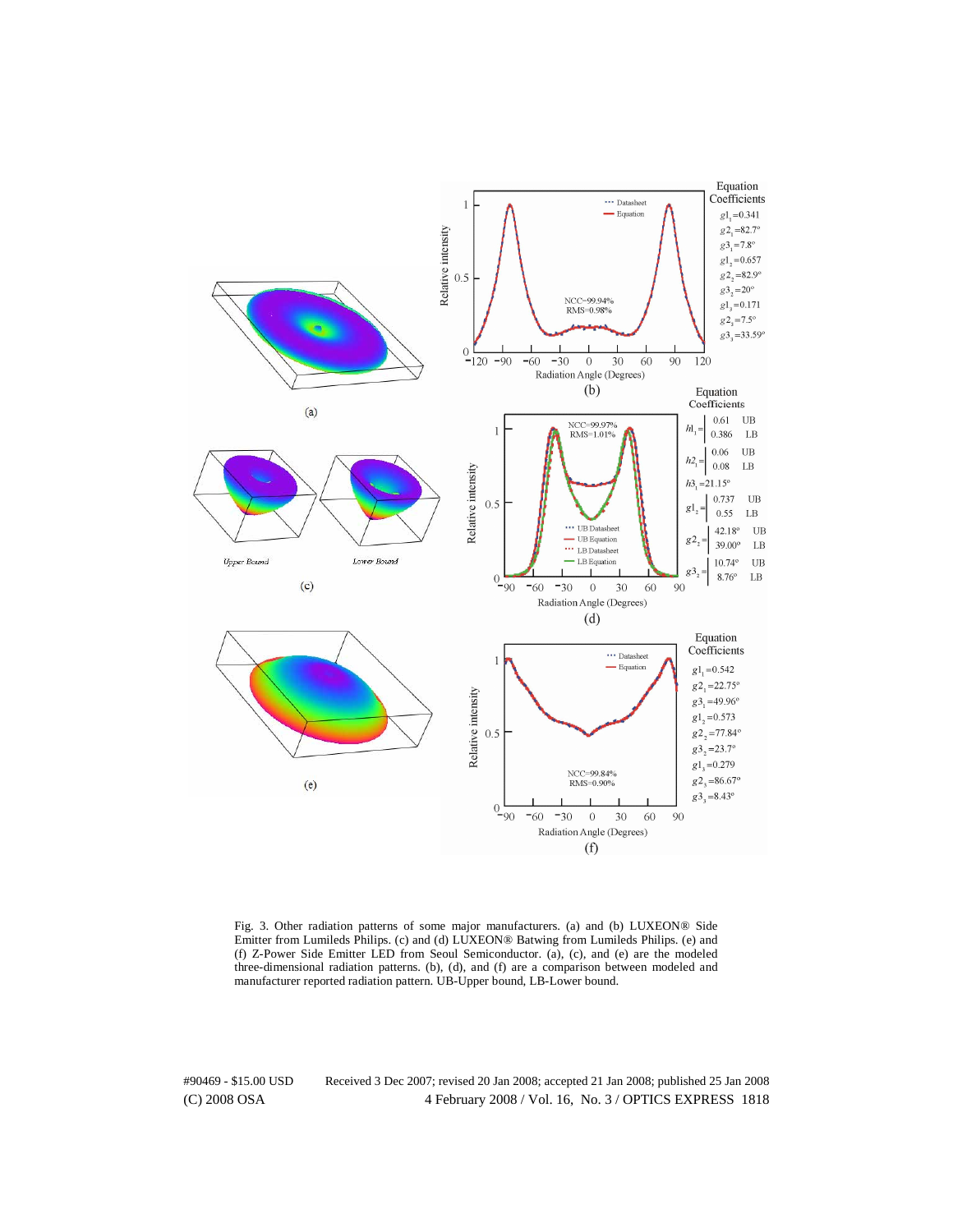Equation Coefficients

$g1_1$=0.341
$g2_1$=82.7°
$g3_1$=7.8°
$g1_2$=0.657
$g2_2$=82.9°
$g3_2$=20°
$g1_3$=0.171
$g2_3$=7.5°
$g3_3$=33.59°

Datasheet
Equation

NCC=99.94%
RMS=0.98%

Relative intensity
Radiation Angle (Degrees)

(a)

(b)

Equation Coefficients

$h1_1$= 0.61 UB, 0.386 LB
$h2_1$= 0.06 UB, 0.08 LB
$h3_1$=21.15°
$g1_2$= 0.737 UB, 0.55 LB
$g2_2$= 42.18° UB, 39.00° LB
$g3_2$= 10.74° UB, 8.76° LB

NCC=99.97%
RMS=1.01%

UB Datasheet
UB Equation
LB Datasheet
LB Equation

Relative intensity
Radiation Angle (Degrees)

Upper Bound
Lower Bound

(c)

(d)

Equation Coefficients

$g1_1$=0.542
$g2_1$=22.75°
$g3_1$=49.96°
$g1_2$=0.573
$g2_2$=77.84°
$g3_2$=23.7°
$g1_3$=0.279
$g2_3$=86.67°
$g3_3$=8.43°

Datasheet
Equation

NCC=99.84%
RMS=0.90%

Relative intensity
Radiation Angle (Degrees)

(e)

(f)

Fig. 3. Other radiation patterns of some major manufacturers. (a) and (b) LUXEON® Side Emitter from Lumileds Philips. (c) and (d) LUXEON® Batwing from Lumileds Philips. (e) and (f) Z-Power Side Emitter LED from Seoul Semiconductor. (a), (c), and (e) are the modeled three-dimensional radiation patterns. (b), (d), and (f) are a comparison between modeled and manufacturer reported radiation pattern. UB-Upper bound, LB-Lower bound.

#90469 - $15.00 USD Received 3 Dec 2007; revised 20 Jan 2008; accepted 21 Jan 2008; published 25 Jan 2008
(C) 2008 OSA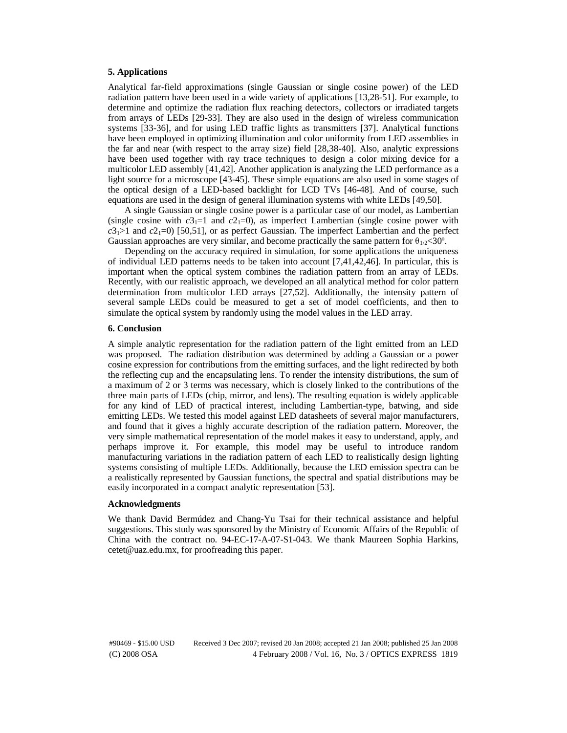## 5. Applications

Analytical far-field approximations (single Gaussian or single cosine power) of the LED radiation pattern have been used in a wide variety of applications [13,28-51]. For example, to determine and optimize the radiation flux reaching detectors, collectors or irradiated targets from arrays of LEDs [29-33]. They are also used in the design of wireless communication systems [33-36], and for using LED traffic lights as transmitters [37]. Analytical functions have been employed in optimizing illumination and color uniformity from LED assemblies in the far and near (with respect to the array size) field [28,38-40]. Also, analytic expressions have been used together with ray trace techniques to design a color mixing device for a multicolor LED assembly [41,42]. Another application is analyzing the LED performance as a light source for a microscope [43-45]. These simple equations are also used in some stages of the optical design of a LED-based backlight for LCD TVs [46-48]. And of course, such equations are used in the design of general illumination systems with white LEDs [49,50].

A single Gaussian or single cosine power is a particular case of our model, as Lambertian (single cosine with $c3_1=1$ and $c2_1=0$), as imperfect Lambertian (single cosine power with $c3_1>1$ and $c2_1=0$) [50,51], or as perfect Gaussian. The imperfect Lambertian and the perfect Gaussian approaches are very similar, and become practically the same pattern for $\theta_{1/2}<30º$.

Depending on the accuracy required in simulation, for some applications the uniqueness of individual LED patterns needs to be taken into account [7,41,42,46]. In particular, this is important when the optical system combines the radiation pattern from an array of LEDs. Recently, with our realistic approach, we developed an all analytical method for color pattern determination from multicolor LED arrays [27,52]. Additionally, the intensity pattern of several sample LEDs could be measured to get a set of model coefficients, and then to simulate the optical system by randomly using the model values in the LED array.

## 6. Conclusion

A simple analytic representation for the radiation pattern of the light emitted from an LED was proposed. The radiation distribution was determined by adding a Gaussian or a power cosine expression for contributions from the emitting surfaces, and the light redirected by both the reflecting cup and the encapsulating lens. To render the intensity distributions, the sum of a maximum of 2 or 3 terms was necessary, which is closely linked to the contributions of the three main parts of LEDs (chip, mirror, and lens). The resulting equation is widely applicable for any kind of LED of practical interest, including Lambertian-type, batwing, and side emitting LEDs. We tested this model against LED datasheets of several major manufacturers, and found that it gives a highly accurate description of the radiation pattern. Moreover, the very simple mathematical representation of the model makes it easy to understand, apply, and perhaps improve it. For example, this model may be useful to introduce random manufacturing variations in the radiation pattern of each LED to realistically design lighting systems consisting of multiple LEDs. Additionally, because the LED emission spectra can be a realistically represented by Gaussian functions, the spectral and spatial distributions may be easily incorporated in a compact analytic representation [53].

## Acknowledgments

We thank David Bermúdez and Chang-Yu Tsai for their technical assistance and helpful suggestions. This study was sponsored by the Ministry of Economic Affairs of the Republic of China with the contract no. 94-EC-17-A-07-S1-043. We thank Maureen Sophia Harkins, cetet@uaz.edu.mx, for proofreading this paper.